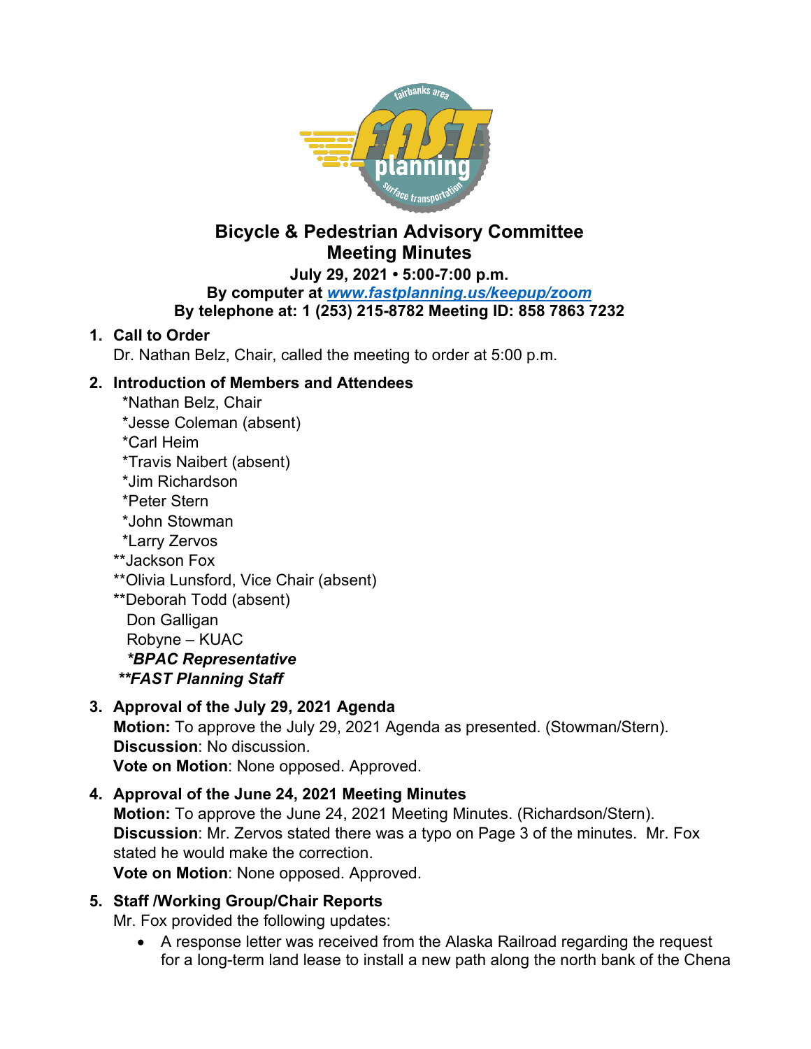# Bicycle & Pedestrian Advisory Committee
# Meeting Minutes

**July 29, 2021 • 5:00-7:00 p.m.**
**By computer at [www.fastplanning.us/keepup/zoom](http://www.fastplanning.us/keepup/zoom)**
**By telephone at: 1 (253) 215-8782 Meeting ID: 858 7863 7232**

1. **Call to Order**
   Dr. Nathan Belz, Chair, called the meeting to order at 5:00 p.m.

2. **Introduction of Members and Attendees**
   *Nathan Belz, Chair
   *Jesse Coleman (absent)
   *Carl Heim
   *Travis Naibert (absent)
   *Jim Richardson
   *Peter Stern
   *John Stowman
   *Larry Zervos
   **Jackson Fox
   **Olivia Lunsford, Vice Chair (absent)
   **Deborah Todd (absent)
   Don Galligan
   Robyne – KUAC
   ***BPAC Representative***
   *****FAST Planning Staff***

3. **Approval of the July 29, 2021 Agenda**
   **Motion:** To approve the July 29, 2021 Agenda as presented. (Stowman/Stern).
   **Discussion**: No discussion.
   **Vote on Motion**: None opposed. Approved.

4. **Approval of the June 24, 2021 Meeting Minutes**
   **Motion:** To approve the June 24, 2021 Meeting Minutes. (Richardson/Stern).
   **Discussion**: Mr. Zervos stated there was a typo on Page 3 of the minutes. Mr. Fox stated he would make the correction.
   **Vote on Motion**: None opposed. Approved.

5. **Staff /Working Group/Chair Reports**
   Mr. Fox provided the following updates:
   - A response letter was received from the Alaska Railroad regarding the request for a long-term land lease to install a new path along the north bank of the Chena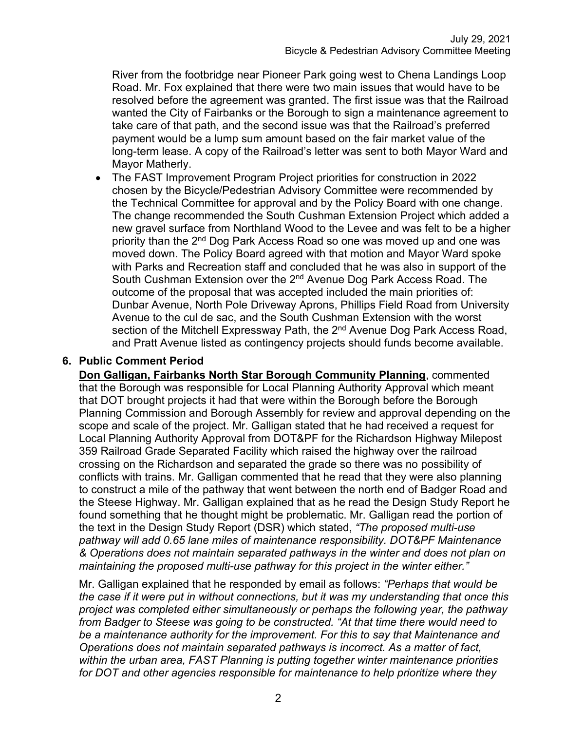River from the footbridge near Pioneer Park going west to Chena Landings Loop Road. Mr. Fox explained that there were two main issues that would have to be resolved before the agreement was granted. The first issue was that the Railroad wanted the City of Fairbanks or the Borough to sign a maintenance agreement to take care of that path, and the second issue was that the Railroad's preferred payment would be a lump sum amount based on the fair market value of the long-term lease. A copy of the Railroad's letter was sent to both Mayor Ward and Mayor Matherly.

- The FAST Improvement Program Project priorities for construction in 2022 chosen by the Bicycle/Pedestrian Advisory Committee were recommended by the Technical Committee for approval and by the Policy Board with one change. The change recommended the South Cushman Extension Project which added a new gravel surface from Northland Wood to the Levee and was felt to be a higher priority than the 2nd Dog Park Access Road so one was moved up and one was moved down. The Policy Board agreed with that motion and Mayor Ward spoke with Parks and Recreation staff and concluded that he was also in support of the South Cushman Extension over the 2nd Avenue Dog Park Access Road. The outcome of the proposal that was accepted included the main priorities of: Dunbar Avenue, North Pole Driveway Aprons, Phillips Field Road from University Avenue to the cul de sac, and the South Cushman Extension with the worst section of the Mitchell Expressway Path, the 2nd Avenue Dog Park Access Road, and Pratt Avenue listed as contingency projects should funds become available.

## 6. Public Comment Period

**Don Galligan, Fairbanks North Star Borough Community Planning**, commented that the Borough was responsible for Local Planning Authority Approval which meant that DOT brought projects it had that were within the Borough before the Borough Planning Commission and Borough Assembly for review and approval depending on the scope and scale of the project. Mr. Galligan stated that he had received a request for Local Planning Authority Approval from DOT&PF for the Richardson Highway Milepost 359 Railroad Grade Separated Facility which raised the highway over the railroad crossing on the Richardson and separated the grade so there was no possibility of conflicts with trains. Mr. Galligan commented that he read that they were also planning to construct a mile of the pathway that went between the north end of Badger Road and the Steese Highway. Mr. Galligan explained that as he read the Design Study Report he found something that he thought might be problematic. Mr. Galligan read the portion of the text in the Design Study Report (DSR) which stated, *"The proposed multi-use pathway will add 0.65 lane miles of maintenance responsibility. DOT&PF Maintenance & Operations does not maintain separated pathways in the winter and does not plan on maintaining the proposed multi-use pathway for this project in the winter either."*

Mr. Galligan explained that he responded by email as follows: *"Perhaps that would be the case if it were put in without connections, but it was my understanding that once this project was completed either simultaneously or perhaps the following year, the pathway from Badger to Steese was going to be constructed. "At that time there would need to be a maintenance authority for the improvement. For this to say that Maintenance and Operations does not maintain separated pathways is incorrect. As a matter of fact, within the urban area, FAST Planning is putting together winter maintenance priorities for DOT and other agencies responsible for maintenance to help prioritize where they*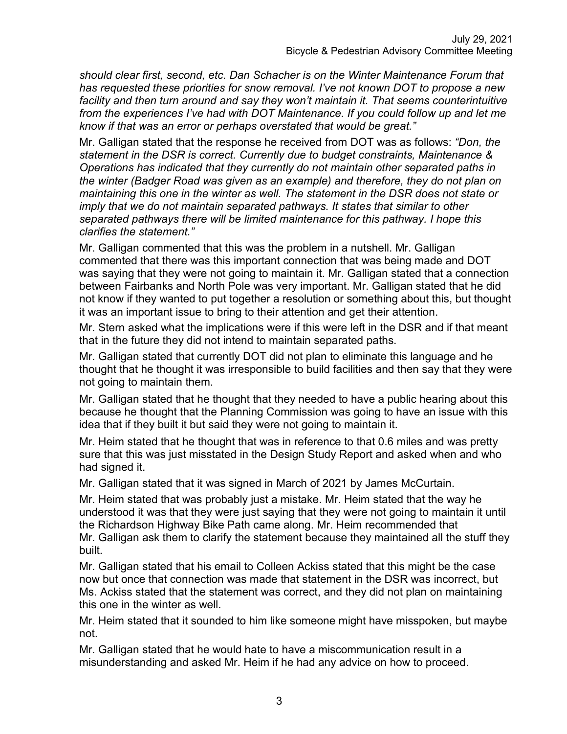*should clear first, second, etc. Dan Schacher is on the Winter Maintenance Forum that has requested these priorities for snow removal. I've not known DOT to propose a new facility and then turn around and say they won't maintain it. That seems counterintuitive from the experiences I've had with DOT Maintenance. If you could follow up and let me know if that was an error or perhaps overstated that would be great."*

Mr. Galligan stated that the response he received from DOT was as follows: *"Don, the statement in the DSR is correct. Currently due to budget constraints, Maintenance & Operations has indicated that they currently do not maintain other separated paths in the winter (Badger Road was given as an example) and therefore, they do not plan on maintaining this one in the winter as well. The statement in the DSR does not state or imply that we do not maintain separated pathways. It states that similar to other separated pathways there will be limited maintenance for this pathway. I hope this clarifies the statement."*

Mr. Galligan commented that this was the problem in a nutshell. Mr. Galligan commented that there was this important connection that was being made and DOT was saying that they were not going to maintain it. Mr. Galligan stated that a connection between Fairbanks and North Pole was very important. Mr. Galligan stated that he did not know if they wanted to put together a resolution or something about this, but thought it was an important issue to bring to their attention and get their attention.

Mr. Stern asked what the implications were if this were left in the DSR and if that meant that in the future they did not intend to maintain separated paths.

Mr. Galligan stated that currently DOT did not plan to eliminate this language and he thought that he thought it was irresponsible to build facilities and then say that they were not going to maintain them.

Mr. Galligan stated that he thought that they needed to have a public hearing about this because he thought that the Planning Commission was going to have an issue with this idea that if they built it but said they were not going to maintain it.

Mr. Heim stated that he thought that was in reference to that 0.6 miles and was pretty sure that this was just misstated in the Design Study Report and asked when and who had signed it.

Mr. Galligan stated that it was signed in March of 2021 by James McCurtain.

Mr. Heim stated that was probably just a mistake. Mr. Heim stated that the way he understood it was that they were just saying that they were not going to maintain it until the Richardson Highway Bike Path came along. Mr. Heim recommended that Mr. Galligan ask them to clarify the statement because they maintained all the stuff they built.

Mr. Galligan stated that his email to Colleen Ackiss stated that this might be the case now but once that connection was made that statement in the DSR was incorrect, but Ms. Ackiss stated that the statement was correct, and they did not plan on maintaining this one in the winter as well.

Mr. Heim stated that it sounded to him like someone might have misspoken, but maybe not.

Mr. Galligan stated that he would hate to have a miscommunication result in a misunderstanding and asked Mr. Heim if he had any advice on how to proceed.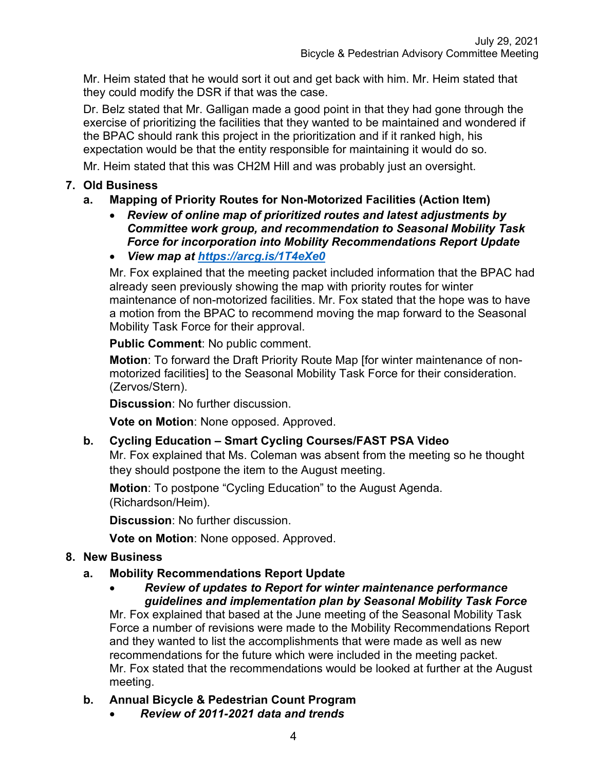Mr. Heim stated that he would sort it out and get back with him. Mr. Heim stated that they could modify the DSR if that was the case.

Dr. Belz stated that Mr. Galligan made a good point in that they had gone through the exercise of prioritizing the facilities that they wanted to be maintained and wondered if the BPAC should rank this project in the prioritization and if it ranked high, his expectation would be that the entity responsible for maintaining it would do so.

Mr. Heim stated that this was CH2M Hill and was probably just an oversight.

## 7. Old Business

### a. Mapping of Priority Routes for Non-Motorized Facilities (Action Item)

- ***Review of online map of prioritized routes and latest adjustments by Committee work group, and recommendation to Seasonal Mobility Task Force for incorporation into Mobility Recommendations Report Update***
- ***View map at [https://arcg.is/1T4eXe0](https://arcg.is/1T4eXe0)***

Mr. Fox explained that the meeting packet included information that the BPAC had already seen previously showing the map with priority routes for winter maintenance of non-motorized facilities. Mr. Fox stated that the hope was to have a motion from the BPAC to recommend moving the map forward to the Seasonal Mobility Task Force for their approval.

**Public Comment**: No public comment.

**Motion**: To forward the Draft Priority Route Map [for winter maintenance of non-motorized facilities] to the Seasonal Mobility Task Force for their consideration. (Zervos/Stern).

**Discussion**: No further discussion.

**Vote on Motion**: None opposed. Approved.

### b. Cycling Education – Smart Cycling Courses/FAST PSA Video

Mr. Fox explained that Ms. Coleman was absent from the meeting so he thought they should postpone the item to the August meeting.

**Motion**: To postpone "Cycling Education" to the August Agenda. (Richardson/Heim).

**Discussion**: No further discussion.

**Vote on Motion**: None opposed. Approved.

## 8. New Business

### a. Mobility Recommendations Report Update

- ***Review of updates to Report for winter maintenance performance guidelines and implementation plan by Seasonal Mobility Task Force***

Mr. Fox explained that based at the June meeting of the Seasonal Mobility Task Force a number of revisions were made to the Mobility Recommendations Report and they wanted to list the accomplishments that were made as well as new recommendations for the future which were included in the meeting packet. Mr. Fox stated that the recommendations would be looked at further at the August meeting.

### b. Annual Bicycle & Pedestrian Count Program

- ***Review of 2011-2021 data and trends***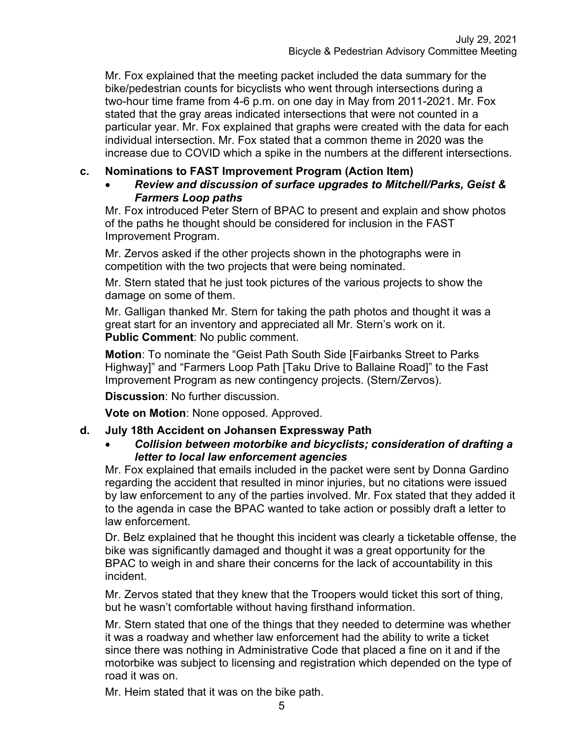Mr. Fox explained that the meeting packet included the data summary for the bike/pedestrian counts for bicyclists who went through intersections during a two-hour time frame from 4-6 p.m. on one day in May from 2011-2021. Mr. Fox stated that the gray areas indicated intersections that were not counted in a particular year. Mr. Fox explained that graphs were created with the data for each individual intersection. Mr. Fox stated that a common theme in 2020 was the increase due to COVID which a spike in the numbers at the different intersections.

**c. Nominations to FAST Improvement Program (Action Item)**

- ***Review and discussion of surface upgrades to Mitchell/Parks, Geist & Farmers Loop paths***

Mr. Fox introduced Peter Stern of BPAC to present and explain and show photos of the paths he thought should be considered for inclusion in the FAST Improvement Program.

Mr. Zervos asked if the other projects shown in the photographs were in competition with the two projects that were being nominated.

Mr. Stern stated that he just took pictures of the various projects to show the damage on some of them.

Mr. Galligan thanked Mr. Stern for taking the path photos and thought it was a great start for an inventory and appreciated all Mr. Stern's work on it.

**Public Comment**: No public comment.

**Motion**: To nominate the "Geist Path South Side [Fairbanks Street to Parks Highway]" and "Farmers Loop Path [Taku Drive to Ballaine Road]" to the Fast Improvement Program as new contingency projects. (Stern/Zervos).

**Discussion**: No further discussion.

**Vote on Motion**: None opposed. Approved.

**d. July 18th Accident on Johansen Expressway Path**

- ***Collision between motorbike and bicyclists; consideration of drafting a letter to local law enforcement agencies***

Mr. Fox explained that emails included in the packet were sent by Donna Gardino regarding the accident that resulted in minor injuries, but no citations were issued by law enforcement to any of the parties involved. Mr. Fox stated that they added it to the agenda in case the BPAC wanted to take action or possibly draft a letter to law enforcement.

Dr. Belz explained that he thought this incident was clearly a ticketable offense, the bike was significantly damaged and thought it was a great opportunity for the BPAC to weigh in and share their concerns for the lack of accountability in this incident.

Mr. Zervos stated that they knew that the Troopers would ticket this sort of thing, but he wasn't comfortable without having firsthand information.

Mr. Stern stated that one of the things that they needed to determine was whether it was a roadway and whether law enforcement had the ability to write a ticket since there was nothing in Administrative Code that placed a fine on it and if the motorbike was subject to licensing and registration which depended on the type of road it was on.

Mr. Heim stated that it was on the bike path.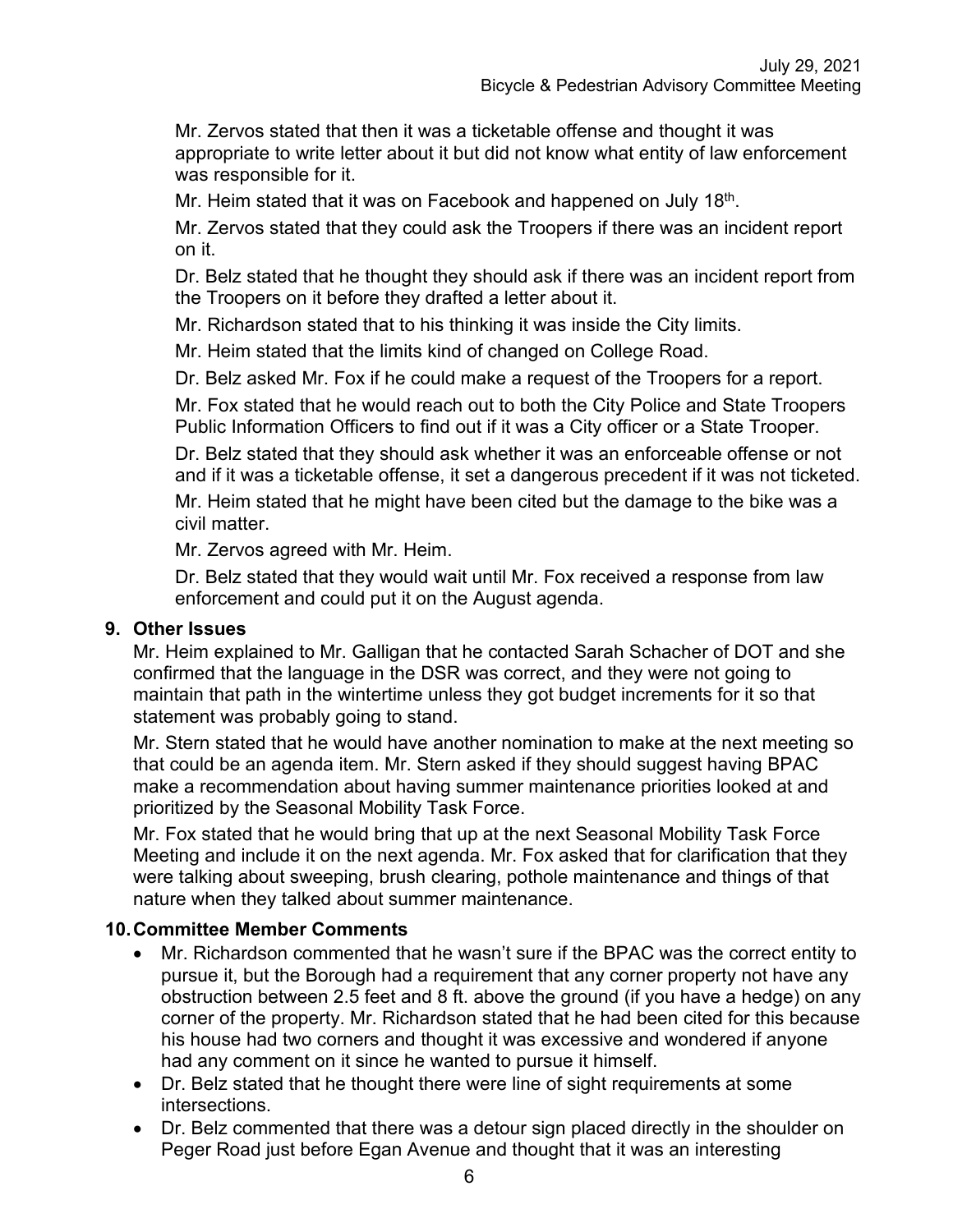Mr. Zervos stated that then it was a ticketable offense and thought it was appropriate to write letter about it but did not know what entity of law enforcement was responsible for it.

Mr. Heim stated that it was on Facebook and happened on July 18th.

Mr. Zervos stated that they could ask the Troopers if there was an incident report on it.

Dr. Belz stated that he thought they should ask if there was an incident report from the Troopers on it before they drafted a letter about it.

Mr. Richardson stated that to his thinking it was inside the City limits.

Mr. Heim stated that the limits kind of changed on College Road.

Dr. Belz asked Mr. Fox if he could make a request of the Troopers for a report.

Mr. Fox stated that he would reach out to both the City Police and State Troopers Public Information Officers to find out if it was a City officer or a State Trooper.

Dr. Belz stated that they should ask whether it was an enforceable offense or not and if it was a ticketable offense, it set a dangerous precedent if it was not ticketed.

Mr. Heim stated that he might have been cited but the damage to the bike was a civil matter.

Mr. Zervos agreed with Mr. Heim.

Dr. Belz stated that they would wait until Mr. Fox received a response from law enforcement and could put it on the August agenda.

## 9. Other Issues

Mr. Heim explained to Mr. Galligan that he contacted Sarah Schacher of DOT and she confirmed that the language in the DSR was correct, and they were not going to maintain that path in the wintertime unless they got budget increments for it so that statement was probably going to stand.

Mr. Stern stated that he would have another nomination to make at the next meeting so that could be an agenda item. Mr. Stern asked if they should suggest having BPAC make a recommendation about having summer maintenance priorities looked at and prioritized by the Seasonal Mobility Task Force.

Mr. Fox stated that he would bring that up at the next Seasonal Mobility Task Force Meeting and include it on the next agenda. Mr. Fox asked that for clarification that they were talking about sweeping, brush clearing, pothole maintenance and things of that nature when they talked about summer maintenance.

## 10. Committee Member Comments

- Mr. Richardson commented that he wasn't sure if the BPAC was the correct entity to pursue it, but the Borough had a requirement that any corner property not have any obstruction between 2.5 feet and 8 ft. above the ground (if you have a hedge) on any corner of the property. Mr. Richardson stated that he had been cited for this because his house had two corners and thought it was excessive and wondered if anyone had any comment on it since he wanted to pursue it himself.
- Dr. Belz stated that he thought there were line of sight requirements at some intersections.
- Dr. Belz commented that there was a detour sign placed directly in the shoulder on Peger Road just before Egan Avenue and thought that it was an interesting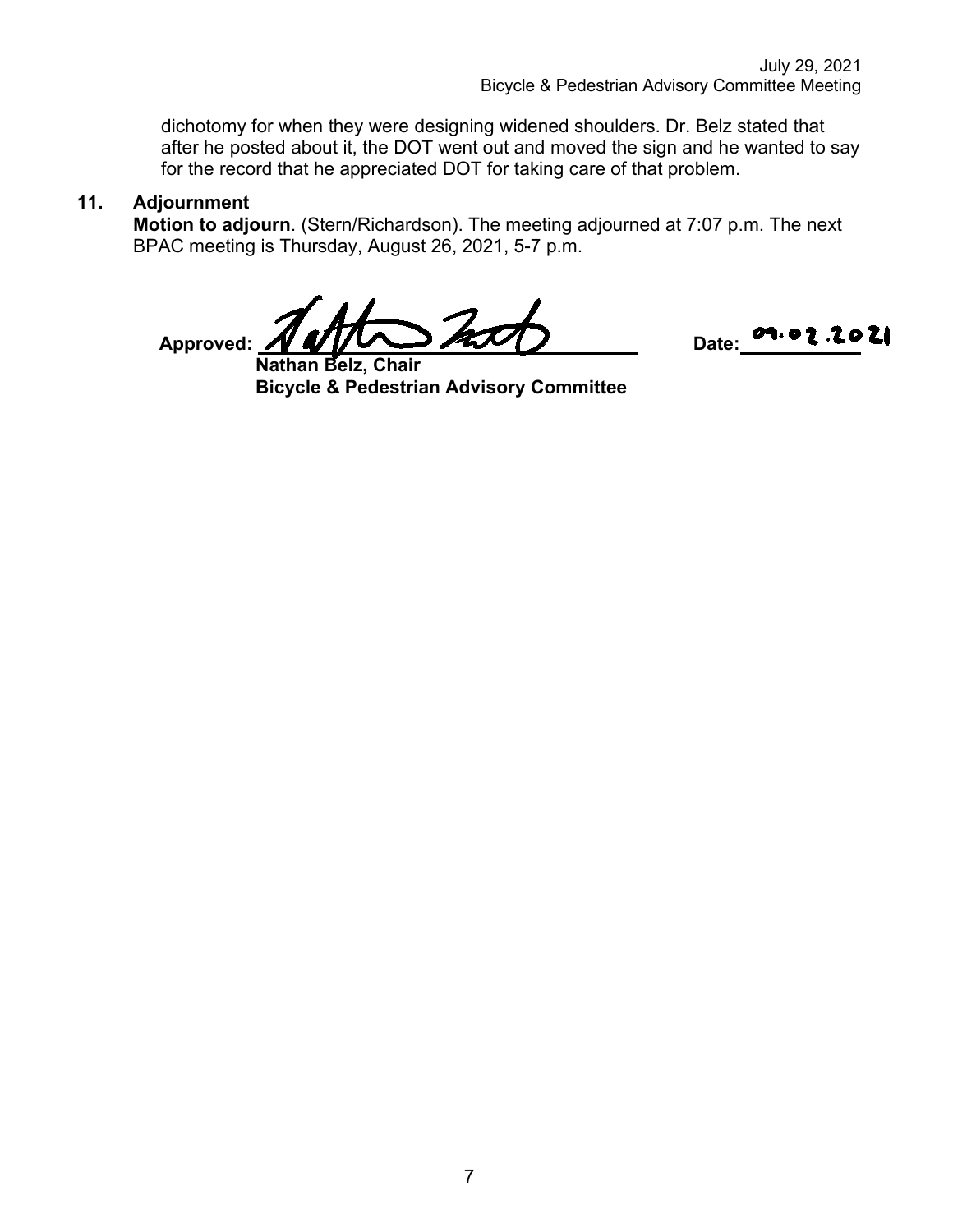dichotomy for when they were designing widened shoulders. Dr. Belz stated that after he posted about it, the DOT went out and moved the sign and he wanted to say for the record that he appreciated DOT for taking care of that problem.

## 11. Adjournment

**Motion to adjourn**. (Stern/Richardson). The meeting adjourned at 7:07 p.m. The next BPAC meeting is Thursday, August 26, 2021, 5-7 p.m.

**Approved:** ______________________ **Date:** 09.02.2021

**Nathan Belz, Chair**
**Bicycle & Pedestrian Advisory Committee**